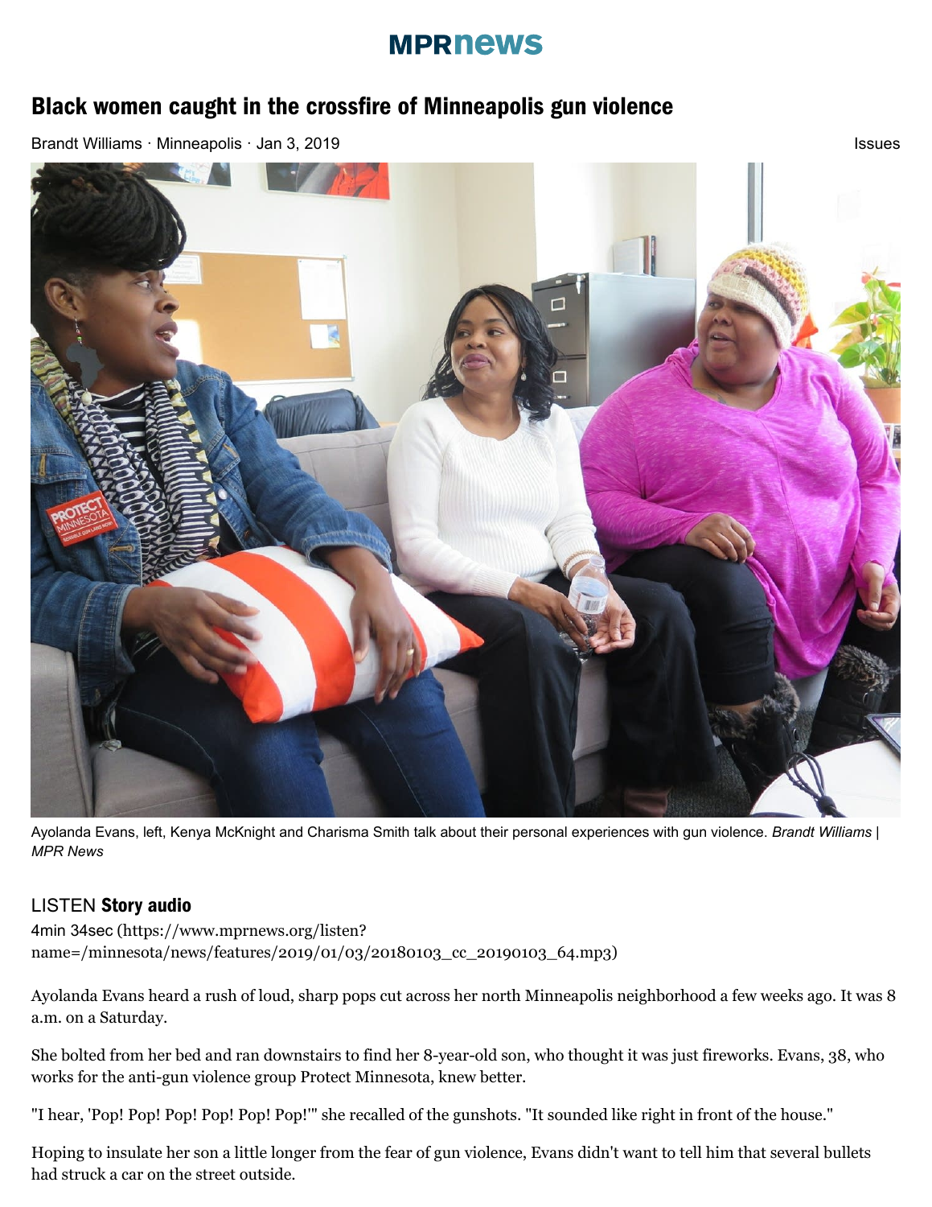MPRnews

# Black women caught in the crossfire of Minneapolis gun violence

Brandt Williams · Minneapolis · Jan 3, 2019

Issues

Ayolanda Evans, left, Kenya McKnight and Charisma Smith talk about their personal experiences with gun violence. *Brandt Williams | MPR News*

LISTEN **Story audio**

4min 34sec (https://www.mprnews.org/listen?name=/minnesota/news/features/2019/01/03/20180103_cc_20190103_64.mp3)

Ayolanda Evans heard a rush of loud, sharp pops cut across her north Minneapolis neighborhood a few weeks ago. It was 8 a.m. on a Saturday.

She bolted from her bed and ran downstairs to find her 8-year-old son, who thought it was just fireworks. Evans, 38, who works for the anti-gun violence group Protect Minnesota, knew better.

"I hear, 'Pop! Pop! Pop! Pop! Pop! Pop!'" she recalled of the gunshots. "It sounded like right in front of the house."

Hoping to insulate her son a little longer from the fear of gun violence, Evans didn't want to tell him that several bullets had struck a car on the street outside.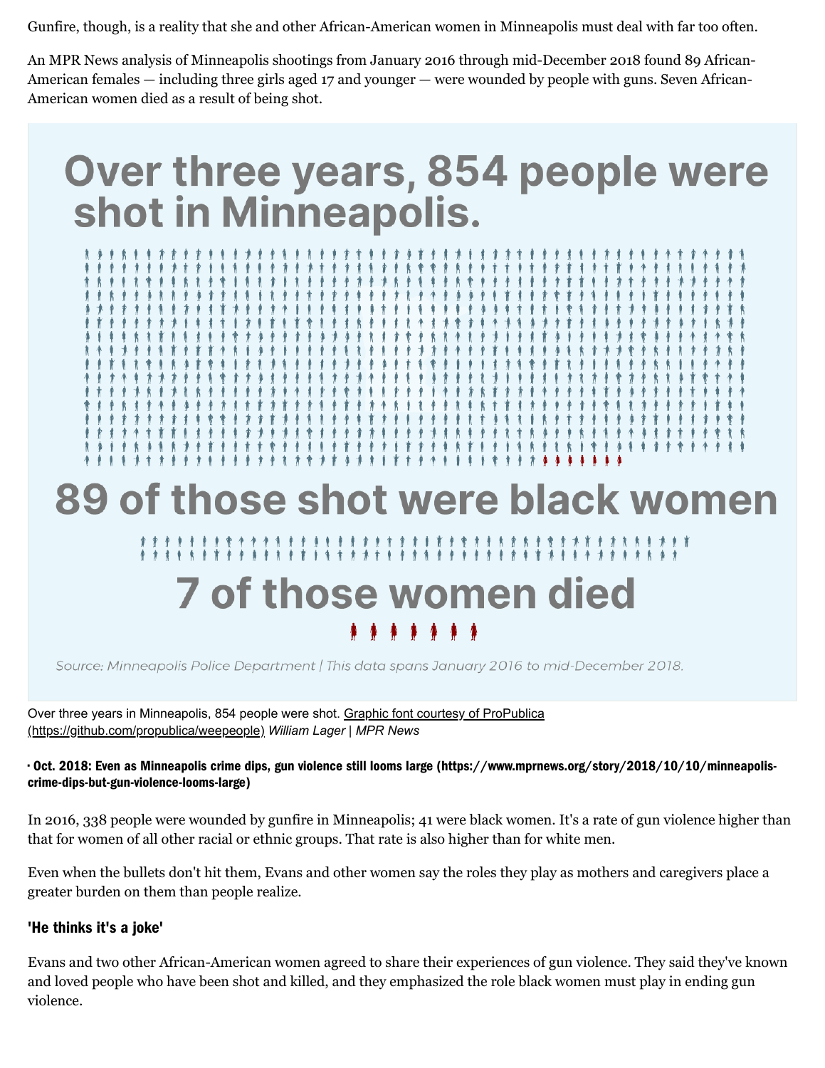Gunfire, though, is a reality that she and other African-American women in Minneapolis must deal with far too often.

An MPR News analysis of Minneapolis shootings from January 2016 through mid-December 2018 found 89 African-American females — including three girls aged 17 and younger — were wounded by people with guns. Seven African-American women died as a result of being shot.

Over three years, 854 people were shot in Minneapolis.

89 of those shot were black women

7 of those women died

Source: Minneapolis Police Department | This data spans January 2016 to mid-December 2018.

Over three years in Minneapolis, 854 people were shot. Graphic font courtesy of ProPublica (https://github.com/propublica/weepeople) *William Lager | MPR News*

**· Oct. 2018: Even as Minneapolis crime dips, gun violence still looms large (https://www.mprnews.org/story/2018/10/10/minneapolis-crime-dips-but-gun-violence-looms-large)**

In 2016, 338 people were wounded by gunfire in Minneapolis; 41 were black women. It's a rate of gun violence higher than that for women of all other racial or ethnic groups. That rate is also higher than for white men.

Even when the bullets don't hit them, Evans and other women say the roles they play as mothers and caregivers place a greater burden on them than people realize.

### 'He thinks it's a joke'

Evans and two other African-American women agreed to share their experiences of gun violence. They said they've known and loved people who have been shot and killed, and they emphasized the role black women must play in ending gun violence.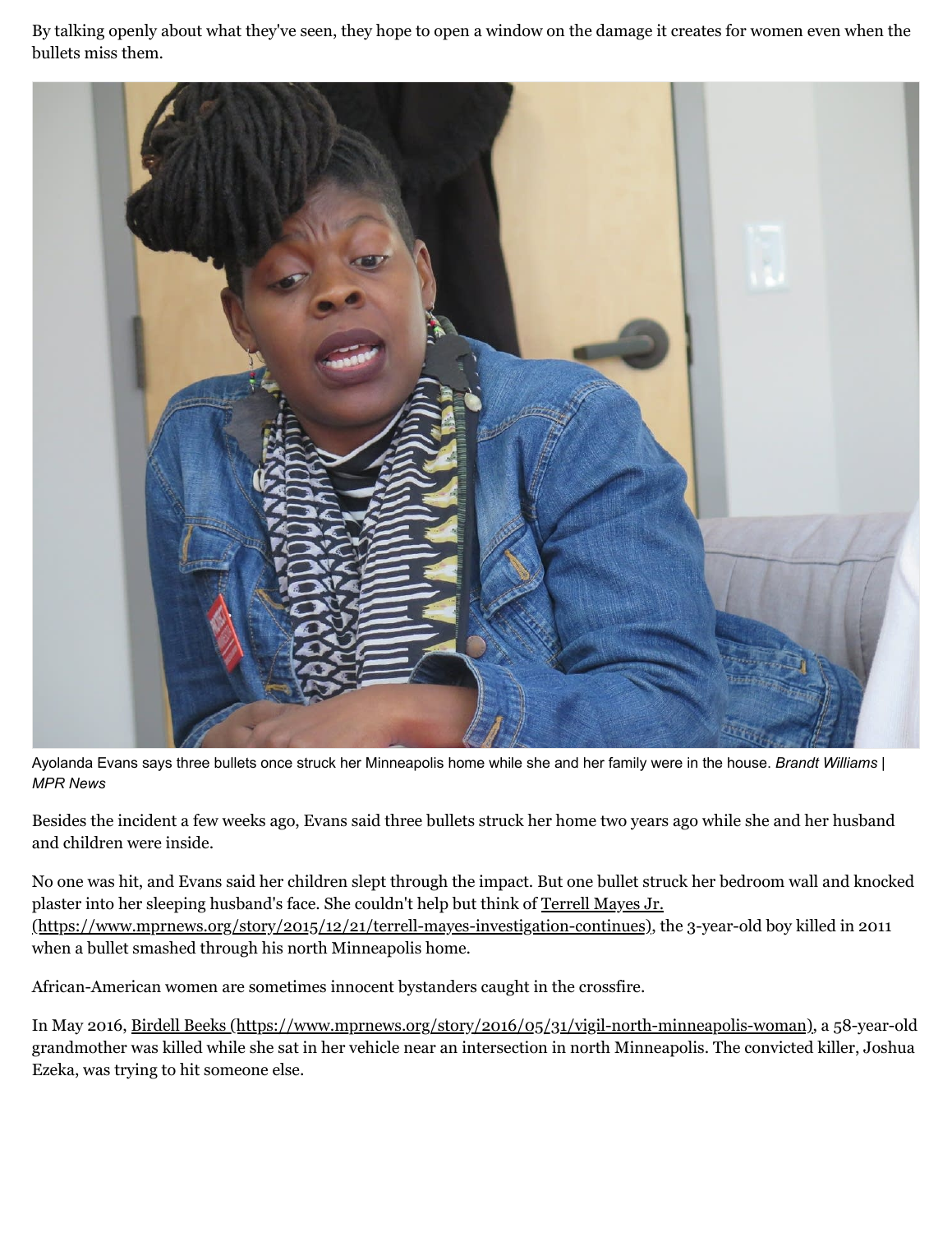By talking openly about what they've seen, they hope to open a window on the damage it creates for women even when the bullets miss them.

Ayolanda Evans says three bullets once struck her Minneapolis home while she and her family were in the house. *Brandt Williams | MPR News*

Besides the incident a few weeks ago, Evans said three bullets struck her home two years ago while she and her husband and children were inside.

No one was hit, and Evans said her children slept through the impact. But one bullet struck her bedroom wall and knocked plaster into her sleeping husband's face. She couldn't help but think of Terrell Mayes Jr. (https://www.mprnews.org/story/2015/12/21/terrell-mayes-investigation-continues), the 3-year-old boy killed in 2011 when a bullet smashed through his north Minneapolis home.

African-American women are sometimes innocent bystanders caught in the crossfire.

In May 2016, Birdell Beeks (https://www.mprnews.org/story/2016/05/31/vigil-north-minneapolis-woman), a 58-year-old grandmother was killed while she sat in her vehicle near an intersection in north Minneapolis. The convicted killer, Joshua Ezeka, was trying to hit someone else.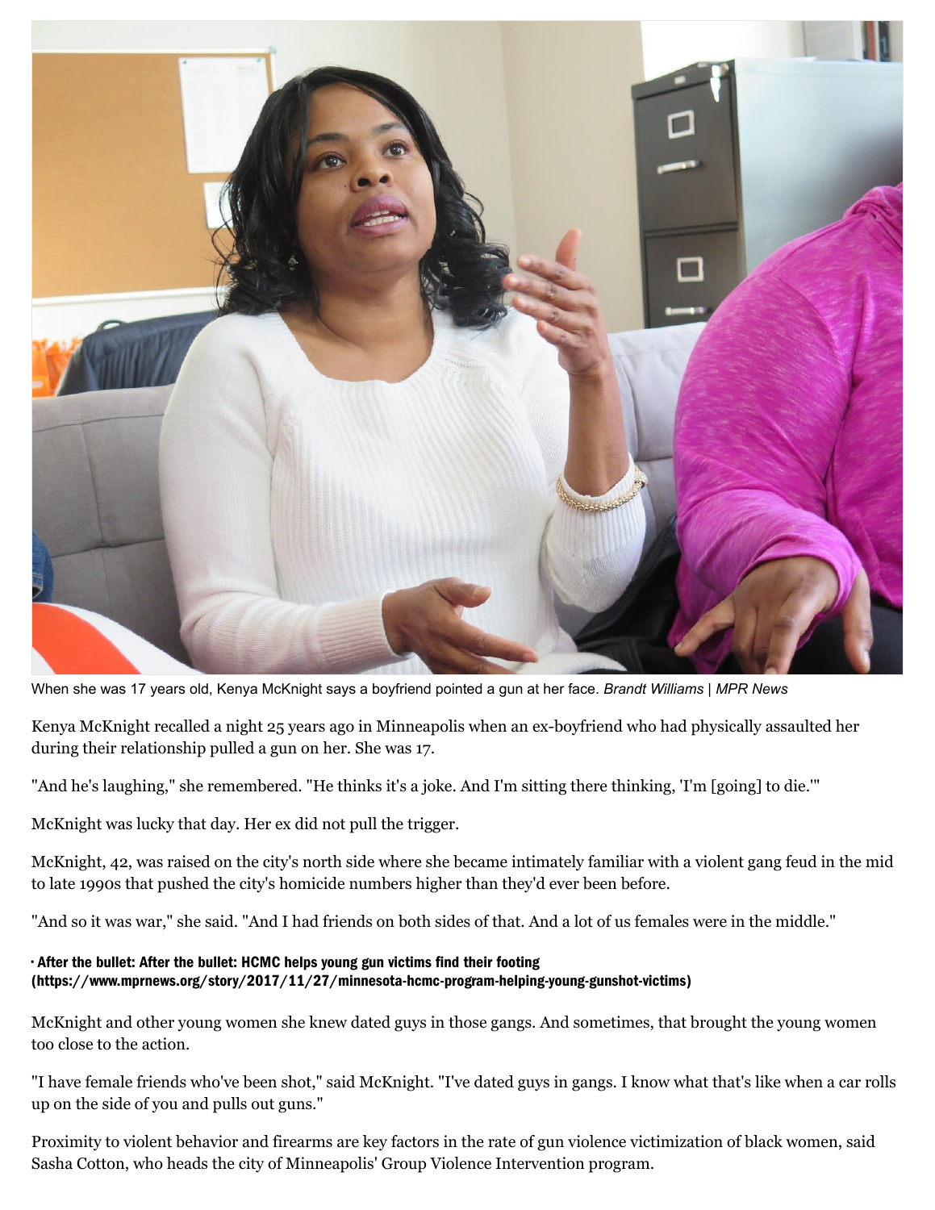When she was 17 years old, Kenya McKnight says a boyfriend pointed a gun at her face. *Brandt Williams | MPR News*

Kenya McKnight recalled a night 25 years ago in Minneapolis when an ex-boyfriend who had physically assaulted her during their relationship pulled a gun on her. She was 17.

"And he's laughing," she remembered. "He thinks it's a joke. And I'm sitting there thinking, 'I'm [going] to die.'"

McKnight was lucky that day. Her ex did not pull the trigger.

McKnight, 42, was raised on the city's north side where she became intimately familiar with a violent gang feud in the mid to late 1990s that pushed the city's homicide numbers higher than they'd ever been before.

"And so it was war," she said. "And I had friends on both sides of that. And a lot of us females were in the middle."

- **After the bullet: After the bullet: HCMC helps young gun victims find their footing (https://www.mprnews.org/story/2017/11/27/minnesota-hcmc-program-helping-young-gunshot-victims)**

McKnight and other young women she knew dated guys in those gangs. And sometimes, that brought the young women too close to the action.

"I have female friends who've been shot," said McKnight. "I've dated guys in gangs. I know what that's like when a car rolls up on the side of you and pulls out guns."

Proximity to violent behavior and firearms are key factors in the rate of gun violence victimization of black women, said Sasha Cotton, who heads the city of Minneapolis' Group Violence Intervention program.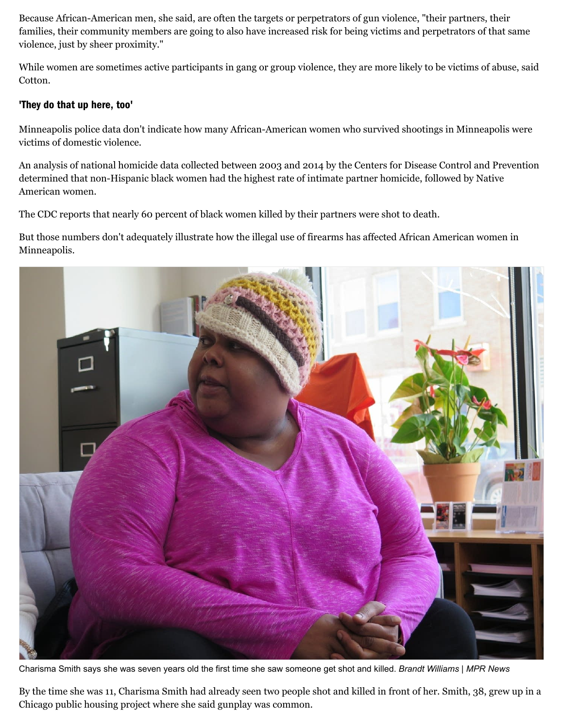Because African-American men, she said, are often the targets or perpetrators of gun violence, "their partners, their families, their community members are going to also have increased risk for being victims and perpetrators of that same violence, just by sheer proximity."

While women are sometimes active participants in gang or group violence, they are more likely to be victims of abuse, said Cotton.

### 'They do that up here, too'

Minneapolis police data don't indicate how many African-American women who survived shootings in Minneapolis were victims of domestic violence.

An analysis of national homicide data collected between 2003 and 2014 by the Centers for Disease Control and Prevention determined that non-Hispanic black women had the highest rate of intimate partner homicide, followed by Native American women.

The CDC reports that nearly 60 percent of black women killed by their partners were shot to death.

But those numbers don't adequately illustrate how the illegal use of firearms has affected African American women in Minneapolis.

Charisma Smith says she was seven years old the first time she saw someone get shot and killed. *Brandt Williams | MPR News*

By the time she was 11, Charisma Smith had already seen two people shot and killed in front of her. Smith, 38, grew up in a Chicago public housing project where she said gunplay was common.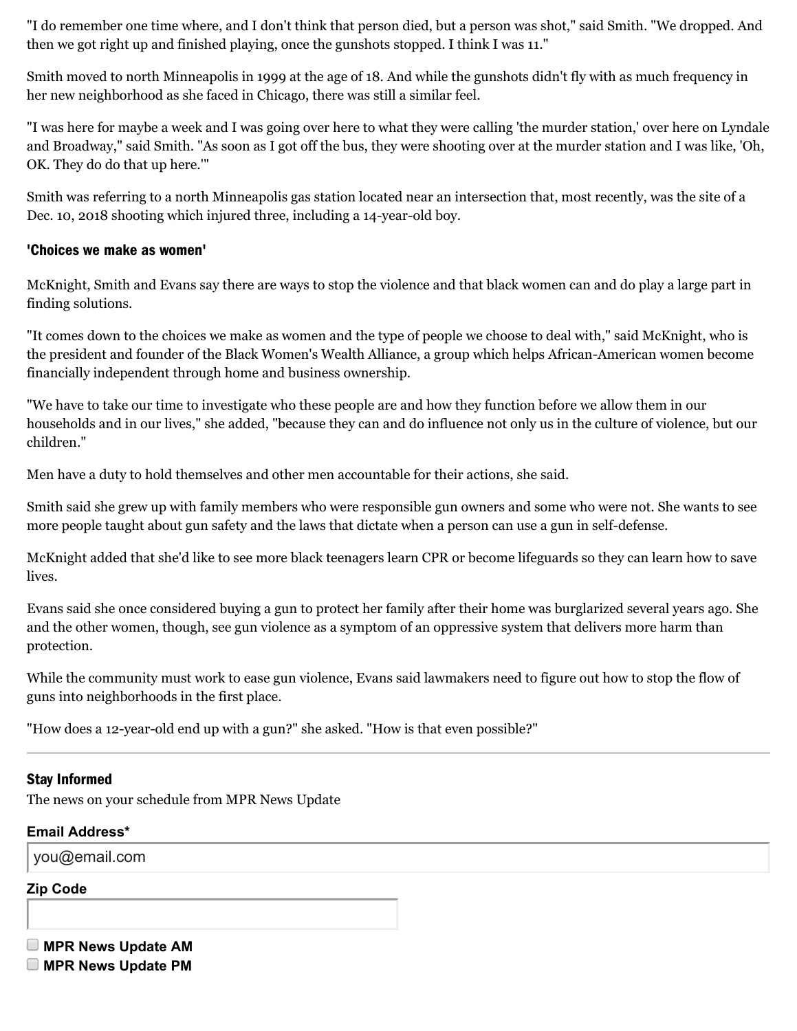"I do remember one time where, and I don't think that person died, but a person was shot," said Smith. "We dropped. And then we got right up and finished playing, once the gunshots stopped. I think I was 11."

Smith moved to north Minneapolis in 1999 at the age of 18. And while the gunshots didn't fly with as much frequency in her new neighborhood as she faced in Chicago, there was still a similar feel.

"I was here for maybe a week and I was going over here to what they were calling 'the murder station,' over here on Lyndale and Broadway," said Smith. "As soon as I got off the bus, they were shooting over at the murder station and I was like, 'Oh, OK. They do do that up here.'"

Smith was referring to a north Minneapolis gas station located near an intersection that, most recently, was the site of a Dec. 10, 2018 shooting which injured three, including a 14-year-old boy.

### 'Choices we make as women'

McKnight, Smith and Evans say there are ways to stop the violence and that black women can and do play a large part in finding solutions.

"It comes down to the choices we make as women and the type of people we choose to deal with," said McKnight, who is the president and founder of the Black Women's Wealth Alliance, a group which helps African-American women become financially independent through home and business ownership.

"We have to take our time to investigate who these people are and how they function before we allow them in our households and in our lives," she added, "because they can and do influence not only us in the culture of violence, but our children."

Men have a duty to hold themselves and other men accountable for their actions, she said.

Smith said she grew up with family members who were responsible gun owners and some who were not. She wants to see more people taught about gun safety and the laws that dictate when a person can use a gun in self-defense.

McKnight added that she'd like to see more black teenagers learn CPR or become lifeguards so they can learn how to save lives.

Evans said she once considered buying a gun to protect her family after their home was burglarized several years ago. She and the other women, though, see gun violence as a symptom of an oppressive system that delivers more harm than protection.

While the community must work to ease gun violence, Evans said lawmakers need to figure out how to stop the flow of guns into neighborhoods in the first place.

"How does a 12-year-old end up with a gun?" she asked. "How is that even possible?"

---

**Stay Informed**

The news on your schedule from MPR News Update

**Email Address***

you@email.com

**Zip Code**

- [ ] **MPR News Update AM**
- [ ] **MPR News Update PM**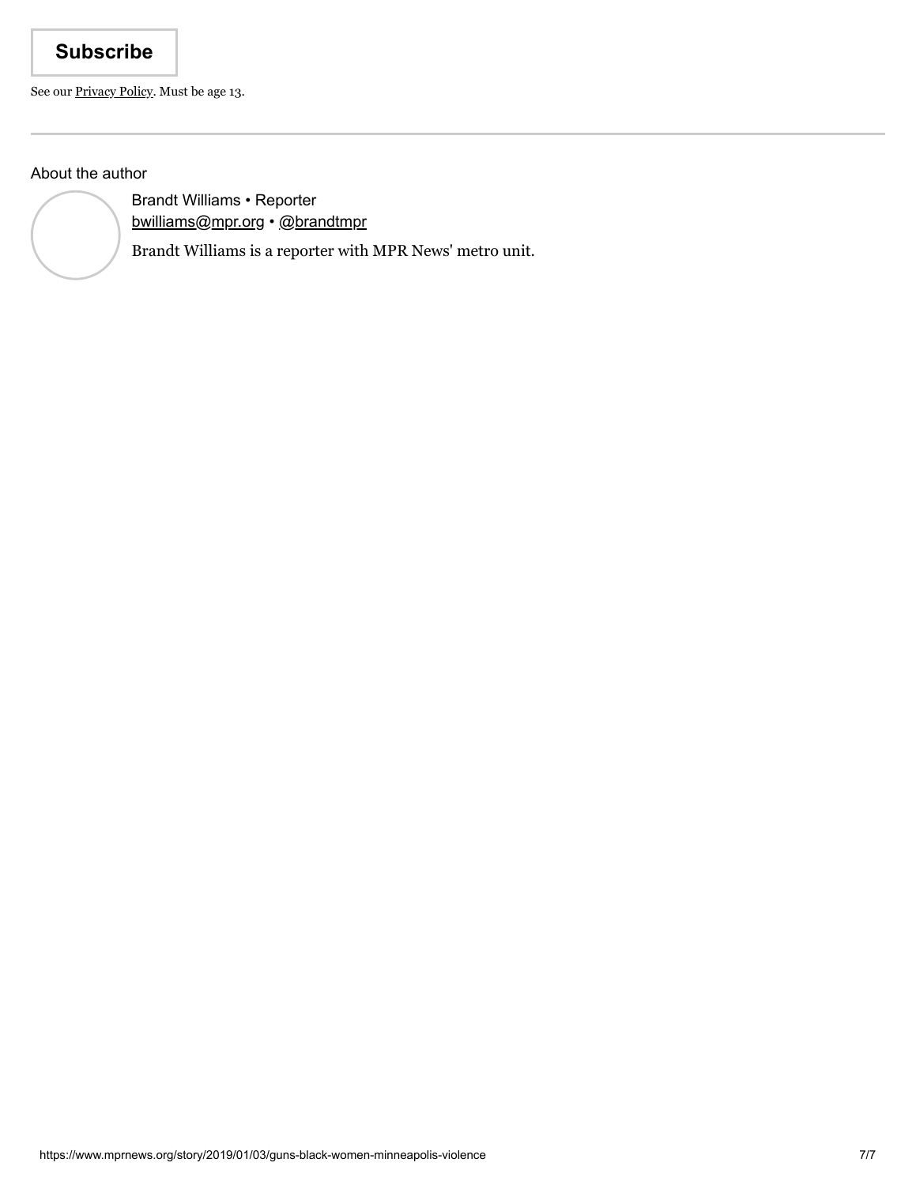**Subscribe**

See our Privacy Policy. Must be age 13.

---

About the author

Brandt Williams • Reporter
bwilliams@mpr.org • @brandtmpr

Brandt Williams is a reporter with MPR News' metro unit.